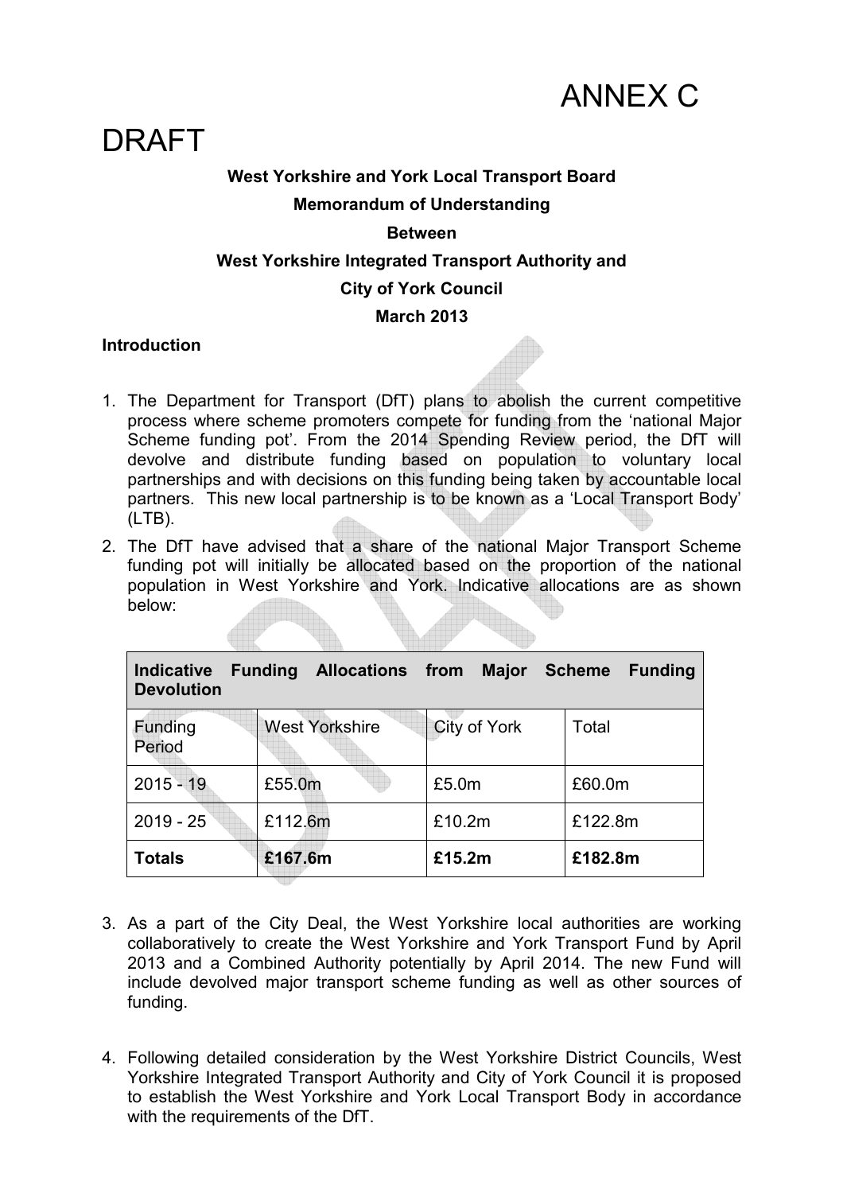ANNEX C

DRAFT

**West Yorkshire and York Local Transport Board**

**Memorandum of Understanding**

**Between**

**West Yorkshire Integrated Transport Authority and**

**City of York Council**

**March 2013**

**Introduction**

1. The Department for Transport (DfT) plans to abolish the current competitive process where scheme promoters compete for funding from the 'national Major Scheme funding pot'. From the 2014 Spending Review period, the DfT will devolve and distribute funding based on population to voluntary local partnerships and with decisions on this funding being taken by accountable local partners. This new local partnership is to be known as a 'Local Transport Body' (LTB).

2. The DfT have advised that a share of the national Major Transport Scheme funding pot will initially be allocated based on the proportion of the national population in West Yorkshire and York. Indicative allocations are as shown below:

| **Indicative Funding Allocations from Major Scheme Funding Devolution** | | | |
|---|---|---|---|
| Funding Period | West Yorkshire | City of York | Total |
| 2015 - 19 | £55.0m | £5.0m | £60.0m |
| 2019 - 25 | £112.6m | £10.2m | £122.8m |
| **Totals** | **£167.6m** | **£15.2m** | **£182.8m** |

3. As a part of the City Deal, the West Yorkshire local authorities are working collaboratively to create the West Yorkshire and York Transport Fund by April 2013 and a Combined Authority potentially by April 2014. The new Fund will include devolved major transport scheme funding as well as other sources of funding.

4. Following detailed consideration by the West Yorkshire District Councils, West Yorkshire Integrated Transport Authority and City of York Council it is proposed to establish the West Yorkshire and York Local Transport Body in accordance with the requirements of the DfT.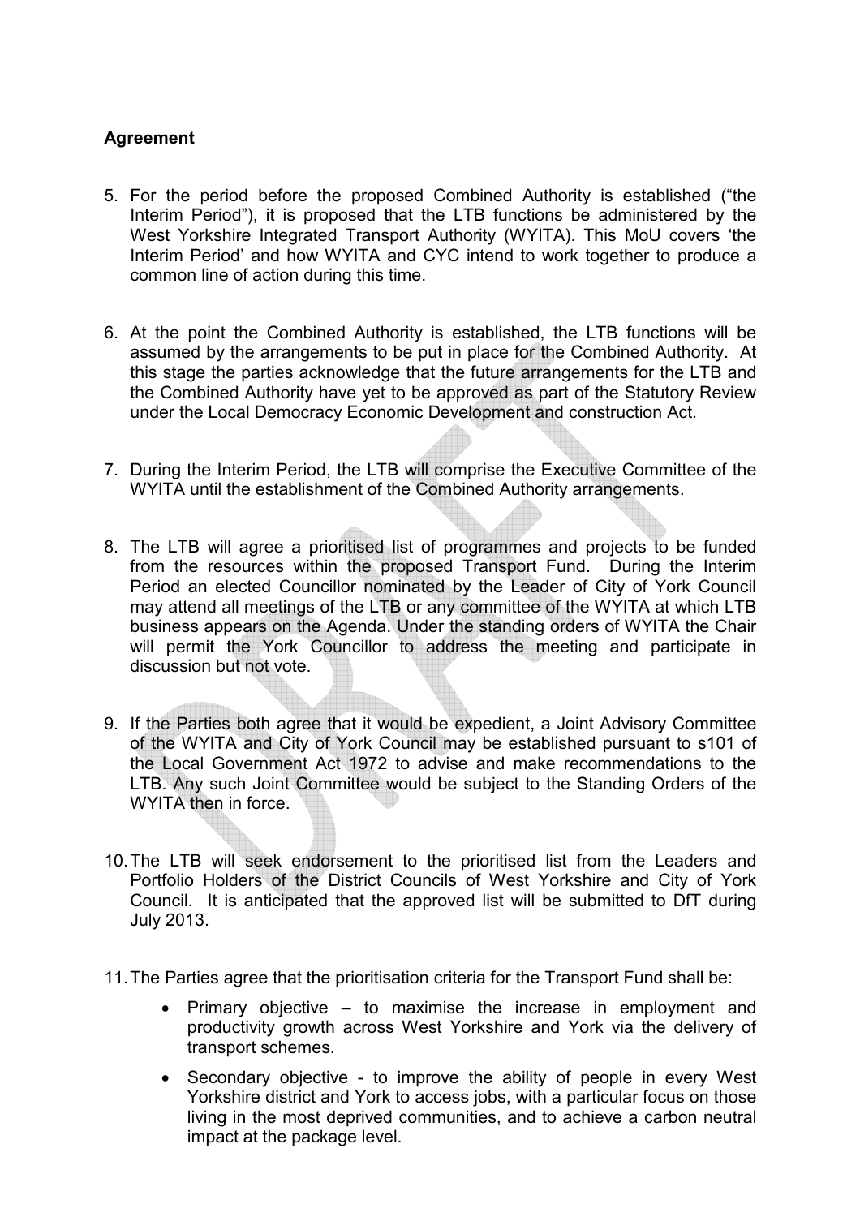**Agreement**

5. For the period before the proposed Combined Authority is established ("the Interim Period"), it is proposed that the LTB functions be administered by the West Yorkshire Integrated Transport Authority (WYITA). This MoU covers 'the Interim Period' and how WYITA and CYC intend to work together to produce a common line of action during this time.

6. At the point the Combined Authority is established, the LTB functions will be assumed by the arrangements to be put in place for the Combined Authority. At this stage the parties acknowledge that the future arrangements for the LTB and the Combined Authority have yet to be approved as part of the Statutory Review under the Local Democracy Economic Development and construction Act.

7. During the Interim Period, the LTB will comprise the Executive Committee of the WYITA until the establishment of the Combined Authority arrangements.

8. The LTB will agree a prioritised list of programmes and projects to be funded from the resources within the proposed Transport Fund. During the Interim Period an elected Councillor nominated by the Leader of City of York Council may attend all meetings of the LTB or any committee of the WYITA at which LTB business appears on the Agenda. Under the standing orders of WYITA the Chair will permit the York Councillor to address the meeting and participate in discussion but not vote.

9. If the Parties both agree that it would be expedient, a Joint Advisory Committee of the WYITA and City of York Council may be established pursuant to s101 of the Local Government Act 1972 to advise and make recommendations to the LTB. Any such Joint Committee would be subject to the Standing Orders of the WYITA then in force.

10. The LTB will seek endorsement to the prioritised list from the Leaders and Portfolio Holders of the District Councils of West Yorkshire and City of York Council. It is anticipated that the approved list will be submitted to DfT during July 2013.

11. The Parties agree that the prioritisation criteria for the Transport Fund shall be:

    - Primary objective – to maximise the increase in employment and productivity growth across West Yorkshire and York via the delivery of transport schemes.
    - Secondary objective - to improve the ability of people in every West Yorkshire district and York to access jobs, with a particular focus on those living in the most deprived communities, and to achieve a carbon neutral impact at the package level.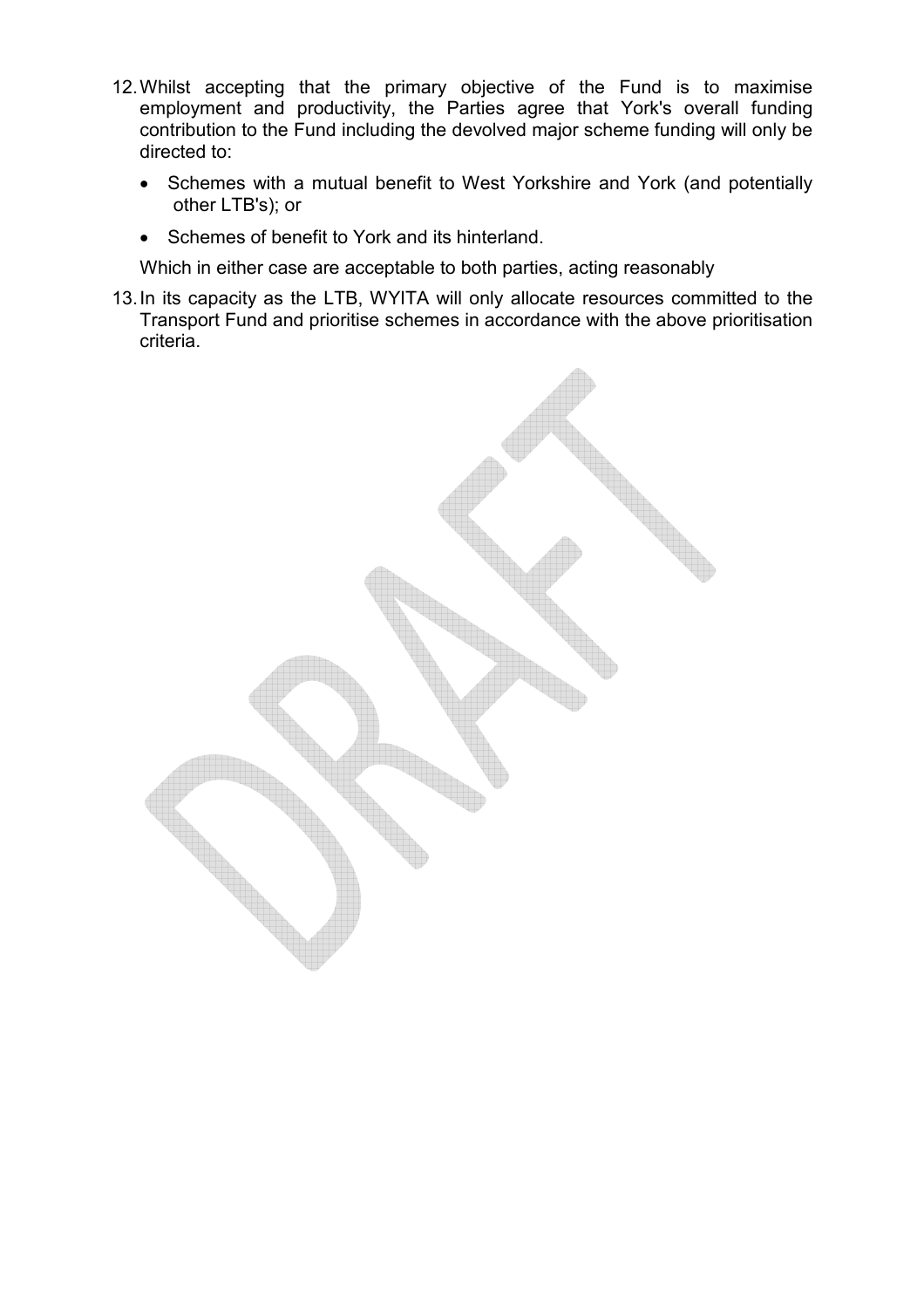12. Whilst accepting that the primary objective of the Fund is to maximise employment and productivity, the Parties agree that York's overall funding contribution to the Fund including the devolved major scheme funding will only be directed to:

    - Schemes with a mutual benefit to West Yorkshire and York (and potentially other LTB's); or
    - Schemes of benefit to York and its hinterland.

    Which in either case are acceptable to both parties, acting reasonably

13. In its capacity as the LTB, WYITA will only allocate resources committed to the Transport Fund and prioritise schemes in accordance with the above prioritisation criteria.

DRAFT